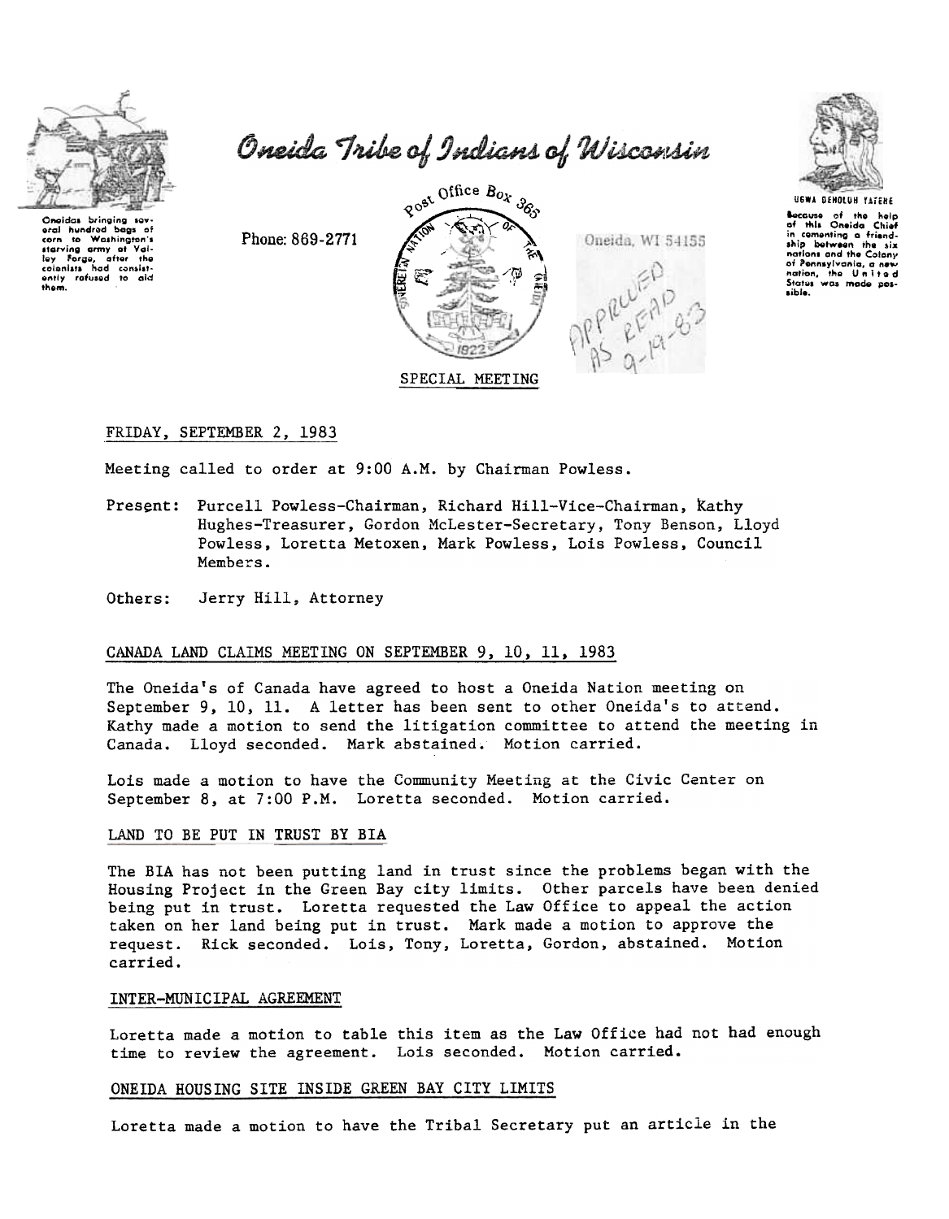# Oneida Tribe of Indians of Wisconsin

Oneidas bringing several hundred bags of corn to Washington's starving army at Valley Forge, after the colonists had consistently refused to aid them.

Phone: 869-2771

Post Office Box 365

Oneida, WI 54155

UGWA DEHOLUH YATEHE

Because of the help of this Oneida Chief in cementing a friendship between the six nations and the Colony of Pennsylvania, a new nation, the United States was made possible.

APPROVED AS READ 9-19-83

SPECIAL MEETING

FRIDAY, SEPTEMBER 2, 1983

Meeting called to order at 9:00 A.M. by Chairman Powless.

Present: Purcell Powless-Chairman, Richard Hill-Vice-Chairman, Kathy Hughes-Treasurer, Gordon McLester-Secretary, Tony Benson, Lloyd Powless, Loretta Metoxen, Mark Powless, Lois Powless, Council Members.

Others: Jerry Hill, Attorney

## CANADA LAND CLAIMS MEETING ON SEPTEMBER 9, 10, 11, 1983

The Oneida's of Canada have agreed to host a Oneida Nation meeting on September 9, 10, 11. A letter has been sent to other Oneida's to attend. Kathy made a motion to send the litigation committee to attend the meeting in Canada. Lloyd seconded. Mark abstained. Motion carried.

Lois made a motion to have the Community Meeting at the Civic Center on September 8, at 7:00 P.M. Loretta seconded. Motion carried.

## LAND TO BE PUT IN TRUST BY BIA

The BIA has not been putting land in trust since the problems began with the Housing Project in the Green Bay city limits. Other parcels have been denied being put in trust. Loretta requested the Law Office to appeal the action taken on her land being put in trust. Mark made a motion to approve the request. Rick seconded. Lois, Tony, Loretta, Gordon, abstained. Motion carried.

## INTER-MUNICIPAL AGREEMENT

Loretta made a motion to table this item as the Law Office had not had enough time to review the agreement. Lois seconded. Motion carried.

## ONEIDA HOUSING SITE INSIDE GREEN BAY CITY LIMITS

Loretta made a motion to have the Tribal Secretary put an article in the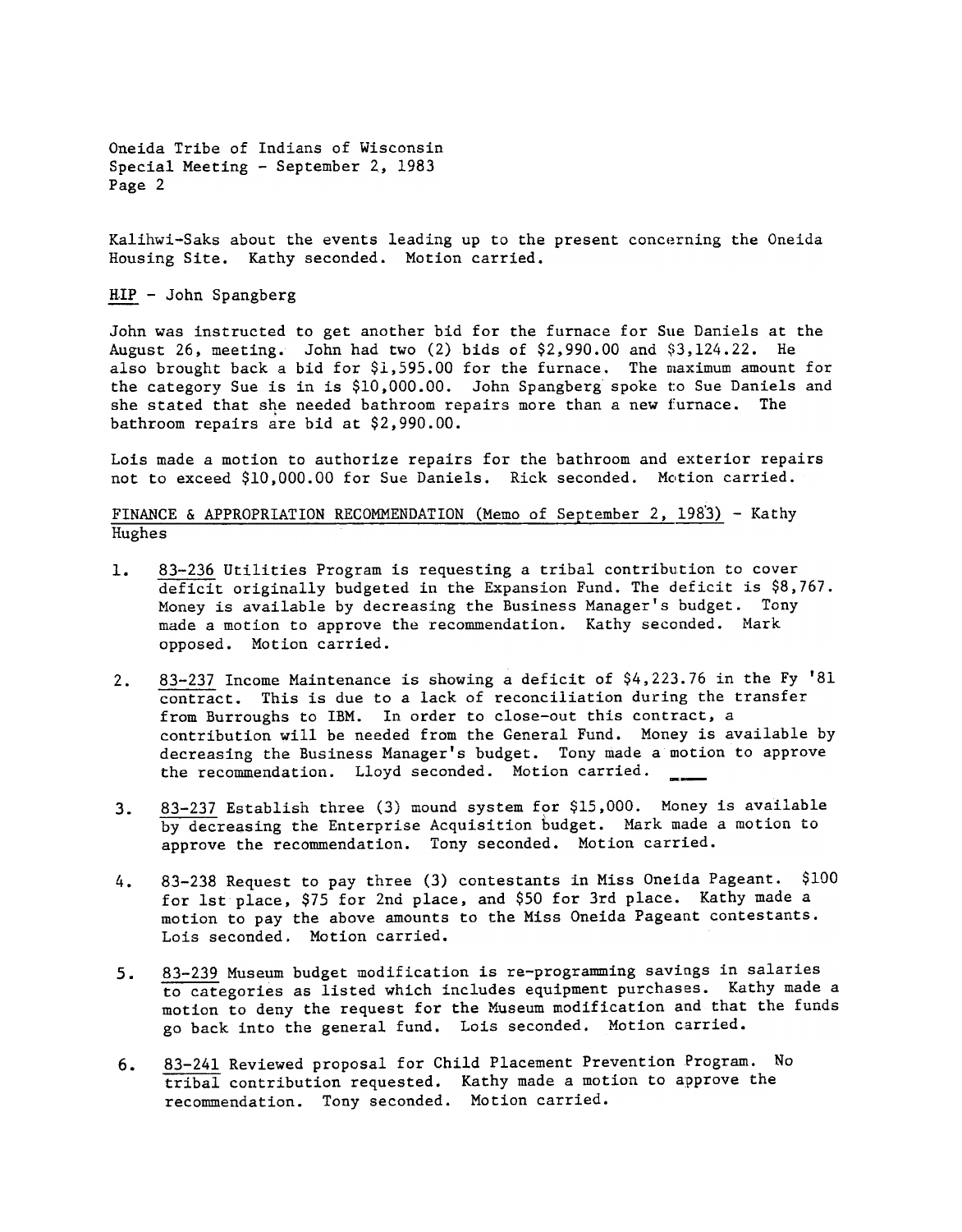Kalihwi-Saks about the events leading up to the present concerning the Oneida Housing Site. Kathy seconded. Motion carried.

HIP - John Spangberg

John was instructed to get another bid for the furnace for Sue Daniels at the August 26, meeting. John had two (2) bids of $2,990.00 and $3,124.22. He also brought back a bid for $1,595.00 for the furnace. The maximum amount for the category Sue is in is $10,000.00. John Spangberg spoke to Sue Daniels and she stated that she needed bathroom repairs more than a new furnace. The bathroom repairs are bid at $2,990.00.

Lois made a motion to authorize repairs for the bathroom and exterior repairs not to exceed $10,000.00 for Sue Daniels. Rick seconded. Motion carried.

FINANCE & APPROPRIATION RECOMMENDATION (Memo of September 2, 1983) - Kathy Hughes

1. 83-236 Utilities Program is requesting a tribal contribution to cover deficit originally budgeted in the Expansion Fund. The deficit is $8,767. Money is available by decreasing the Business Manager's budget. Tony made a motion to approve the recommendation. Kathy seconded. Mark opposed. Motion carried.

2. 83-237 Income Maintenance is showing a deficit of $4,223.76 in the Fy '81 contract. This is due to a lack of reconciliation during the transfer from Burroughs to IBM. In order to close-out this contract, a contribution will be needed from the General Fund. Money is available by decreasing the Business Manager's budget. Tony made a motion to approve the recommendation. Lloyd seconded. Motion carried.

3. 83-237 Establish three (3) mound system for $15,000. Money is available by decreasing the Enterprise Acquisition budget. Mark made a motion to approve the recommendation. Tony seconded. Motion carried.

4. 83-238 Request to pay three (3) contestants in Miss Oneida Pageant. $100 for 1st place, $75 for 2nd place, and $50 for 3rd place. Kathy made a motion to pay the above amounts to the Miss Oneida Pageant contestants. Lois seconded. Motion carried.

5. 83-239 Museum budget modification is re-programming savings in salaries to categories as listed which includes equipment purchases. Kathy made a motion to deny the request for the Museum modification and that the funds go back into the general fund. Lois seconded. Motion carried.

6. 83-241 Reviewed proposal for Child Placement Prevention Program. No tribal contribution requested. Kathy made a motion to approve the recommendation. Tony seconded. Motion carried.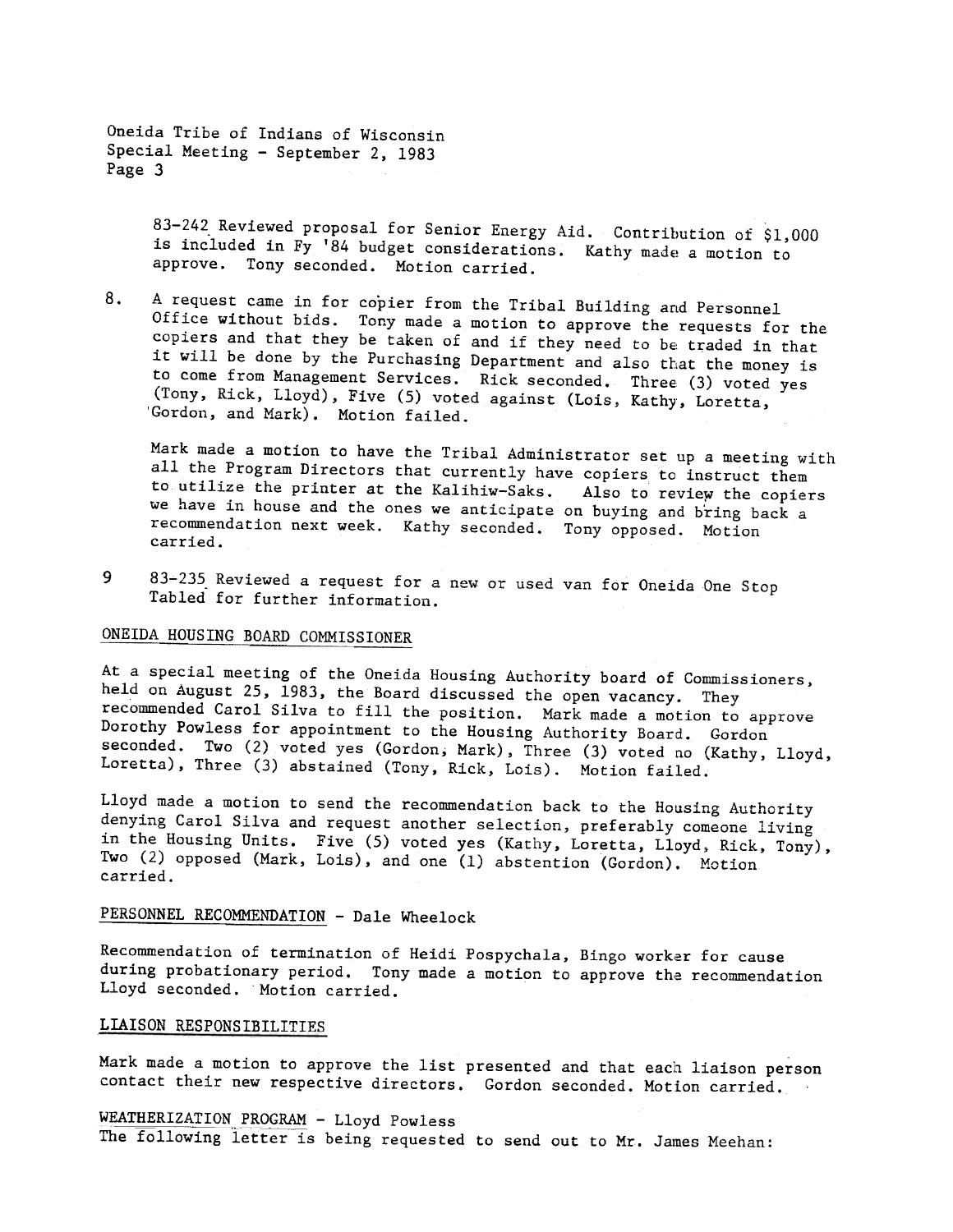83-242 Reviewed proposal for Senior Energy Aid. Contribution of $1,000 is included in Fy '84 budget considerations. Kathy made a motion to approve. Tony seconded. Motion carried.

8. A request came in for copier from the Tribal Building and Personnel Office without bids. Tony made a motion to approve the requests for the copiers and that they be taken of and if they need to be traded in that it will be done by the Purchasing Department and also that the money is to come from Management Services. Rick seconded. Three (3) voted yes (Tony, Rick, Lloyd), Five (5) voted against (Lois, Kathy, Loretta, Gordon, and Mark). Motion failed.

   Mark made a motion to have the Tribal Administrator set up a meeting with all the Program Directors that currently have copiers to instruct them to utilize the printer at the Kalihiw-Saks. Also to review the copiers we have in house and the ones we anticipate on buying and bring back a recommendation next week. Kathy seconded. Tony opposed. Motion carried.

9 83-235 Reviewed a request for a new or used van for Oneida One Stop Tabled for further information.

## ONEIDA HOUSING BOARD COMMISSIONER

At a special meeting of the Oneida Housing Authority board of Commissioners, held on August 25, 1983, the Board discussed the open vacancy. They recommended Carol Silva to fill the position. Mark made a motion to approve Dorothy Powless for appointment to the Housing Authority Board. Gordon seconded. Two (2) voted yes (Gordon, Mark), Three (3) voted no (Kathy, Lloyd, Loretta), Three (3) abstained (Tony, Rick, Lois). Motion failed.

Lloyd made a motion to send the recommendation back to the Housing Authority denying Carol Silva and request another selection, preferably comeone living in the Housing Units. Five (5) voted yes (Kathy, Loretta, Lloyd, Rick, Tony), Two (2) opposed (Mark, Lois), and one (1) abstention (Gordon). Motion carried.

## PERSONNEL RECOMMENDATION - Dale Wheelock

Recommendation of termination of Heidi Pospychala, Bingo worker for cause during probationary period. Tony made a motion to approve the recommendation Lloyd seconded. Motion carried.

## LIAISON RESPONSIBILITIES

Mark made a motion to approve the list presented and that each liaison person contact their new respective directors. Gordon seconded. Motion carried.

## WEATHERIZATION PROGRAM - Lloyd Powless

The following letter is being requested to send out to Mr. James Meehan: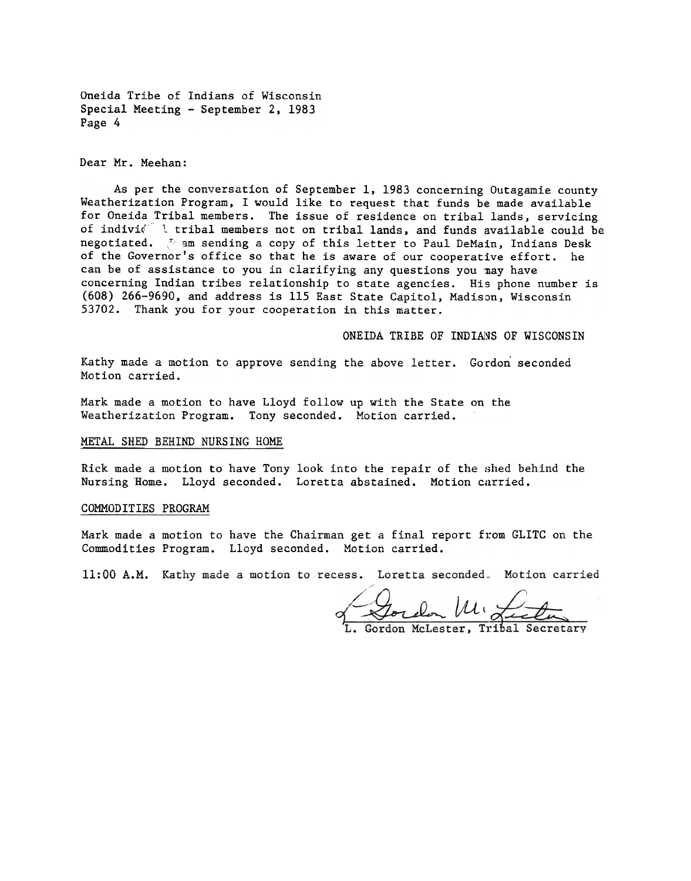Oneida Tribe of Indians of Wisconsin
Special Meeting - September 2, 1983

Dear Mr. Meehan:

As per the conversation of September 1, 1983 concerning Outagamie county Weatherization Program, I would like to request that funds be made available for Oneida Tribal members. The issue of residence on tribal lands, servicing of individual tribal members not on tribal lands, and funds available could be negotiated. I am sending a copy of this letter to Paul DeMain, Indians Desk of the Governor's office so that he is aware of our cooperative effort. he can be of assistance to you in clarifying any questions you may have concerning Indian tribes relationship to state agencies. His phone number is (608) 266-9690, and address is 115 East State Capitol, Madison, Wisconsin 53702. Thank you for your cooperation in this matter.

ONEIDA TRIBE OF INDIANS OF WISCONSIN

Kathy made a motion to approve sending the above letter. Gordon seconded Motion carried.

Mark made a motion to have Lloyd follow up with the State on the Weatherization Program. Tony seconded. Motion carried.

## METAL SHED BEHIND NURSING HOME

Rick made a motion to have Tony look into the repair of the shed behind the Nursing Home. Lloyd seconded. Loretta abstained. Motion carried.

## COMMODITIES PROGRAM

Mark made a motion to have the Chairman get a final report from GLITC on the Commodities Program. Lloyd seconded. Motion carried.

11:00 A.M. Kathy made a motion to recess. Loretta seconded. Motion carried

L. Gordon McLester, Tribal Secretary